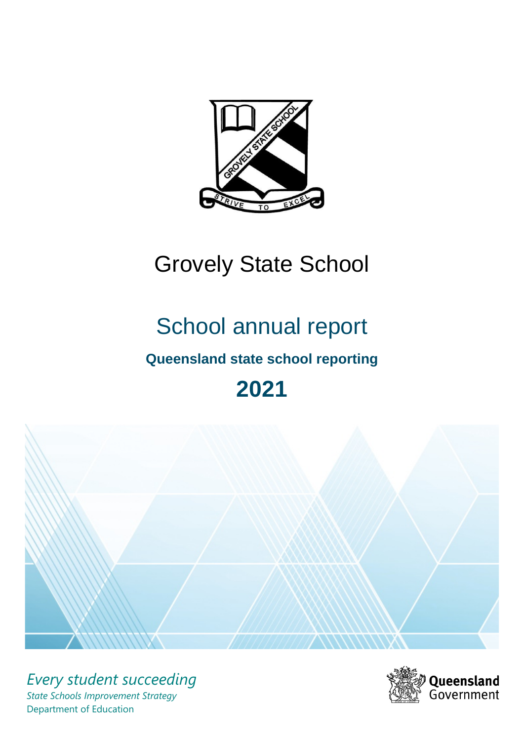# Grovely State School

## School annual report

### Queensland state school reporting

## 2021

*Every student succeeding*

*State Schools Improvement Strategy*

Department of Education

Queensland Government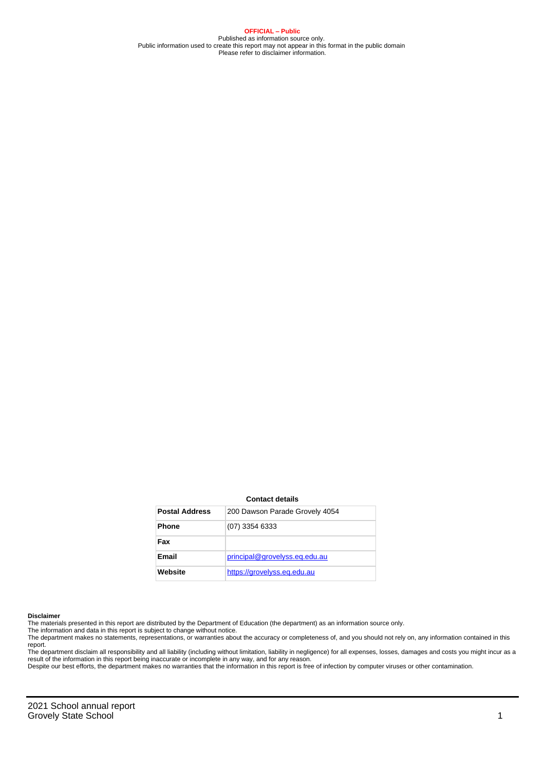**OFFICIAL – Public**
Published as information source only.
Public information used to create this report may not appear in this format in the public domain
Please refer to disclaimer information.

**Contact details**

| **Postal Address** | 200 Dawson Parade Grovely 4054 |
|---|---|
| **Phone** | (07) 3354 6333 |
| **Fax** | |
| **Email** | principal@grovelyss.eq.edu.au |
| **Website** | https://grovelyss.eq.edu.au |

**Disclaimer**

The materials presented in this report are distributed by the Department of Education (the department) as an information source only.

The information and data in this report is subject to change without notice.

The department makes no statements, representations, or warranties about the accuracy or completeness of, and you should not rely on, any information contained in this report.

The department disclaim all responsibility and all liability (including without limitation, liability in negligence) for all expenses, losses, damages and costs you might incur as a result of the information in this report being inaccurate or incomplete in any way, and for any reason.

Despite our best efforts, the department makes no warranties that the information in this report is free of infection by computer viruses or other contamination.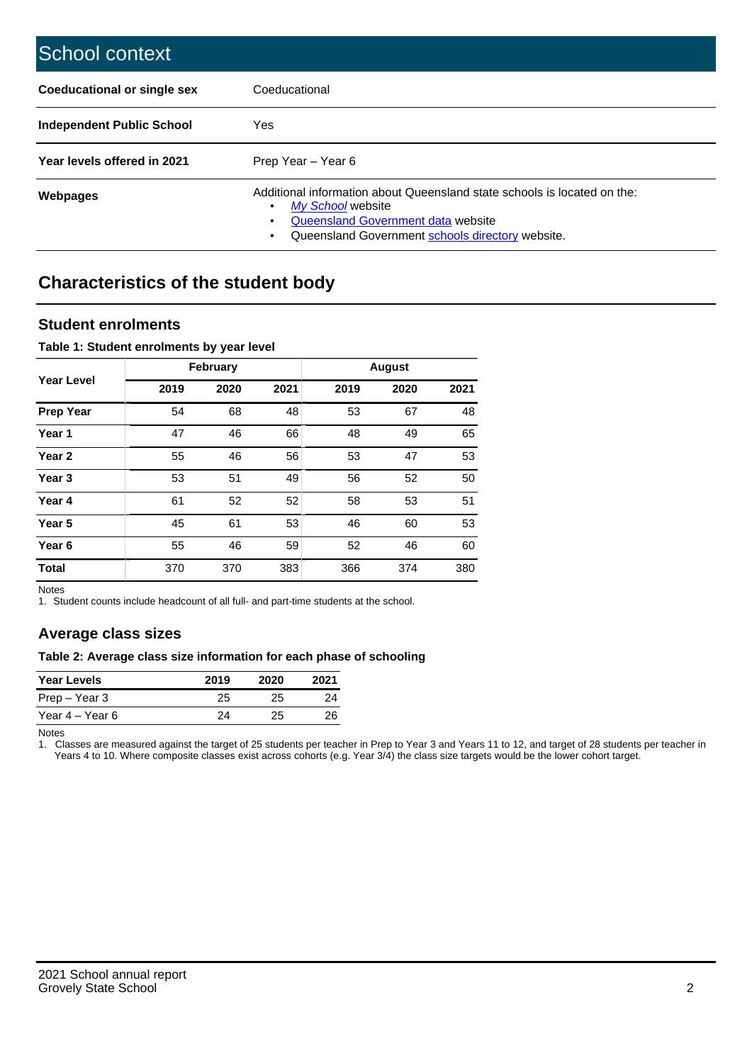# School context

| | |
|---|---|
| **Coeducational or single sex** | Coeducational |
| **Independent Public School** | Yes |
| **Year levels offered in 2021** | Prep Year – Year 6 |
| **Webpages** | Additional information about Queensland state schools is located on the: • *My School* website • Queensland Government data website • Queensland Government schools directory website. |

## Characteristics of the student body

### Student enrolments

**Table 1: Student enrolments by year level**

| Year Level | February | | | August | | |
|---|---|---|---|---|---|---|
| | 2019 | 2020 | 2021 | 2019 | 2020 | 2021 |
| **Prep Year** | 54 | 68 | 48 | 53 | 67 | 48 |
| **Year 1** | 47 | 46 | 66 | 48 | 49 | 65 |
| **Year 2** | 55 | 46 | 56 | 53 | 47 | 53 |
| **Year 3** | 53 | 51 | 49 | 56 | 52 | 50 |
| **Year 4** | 61 | 52 | 52 | 58 | 53 | 51 |
| **Year 5** | 45 | 61 | 53 | 46 | 60 | 53 |
| **Year 6** | 55 | 46 | 59 | 52 | 46 | 60 |
| **Total** | 370 | 370 | 383 | 366 | 374 | 380 |

Notes
1. Student counts include headcount of all full- and part-time students at the school.

### Average class sizes

**Table 2: Average class size information for each phase of schooling**

| Year Levels | 2019 | 2020 | 2021 |
|---|---|---|---|
| Prep – Year 3 | 25 | 25 | 24 |
| Year 4 – Year 6 | 24 | 25 | 26 |

Notes
1. Classes are measured against the target of 25 students per teacher in Prep to Year 3 and Years 11 to 12, and target of 28 students per teacher in Years 4 to 10. Where composite classes exist across cohorts (e.g. Year 3/4) the class size targets would be the lower cohort target.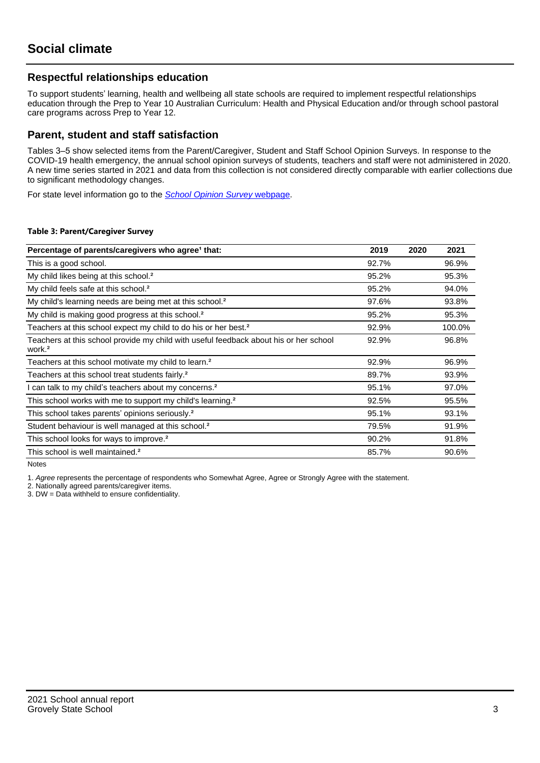# Social climate

## Respectful relationships education

To support students' learning, health and wellbeing all state schools are required to implement respectful relationships education through the Prep to Year 10 Australian Curriculum: Health and Physical Education and/or through school pastoral care programs across Prep to Year 12.

## Parent, student and staff satisfaction

Tables 3–5 show selected items from the Parent/Caregiver, Student and Staff School Opinion Surveys. In response to the COVID-19 health emergency, the annual school opinion surveys of students, teachers and staff were not administered in 2020. A new time series started in 2021 and data from this collection is not considered directly comparable with earlier collections due to significant methodology changes.

For state level information go to the *School Opinion Survey* webpage.

**Table 3: Parent/Caregiver Survey**

| Percentage of parents/caregivers who agree[1] that: | 2019 | 2020 | 2021 |
|---|---|---|---|
| This is a good school. | 92.7% | | 96.9% |
| My child likes being at this school.[2] | 95.2% | | 95.3% |
| My child feels safe at this school.[2] | 95.2% | | 94.0% |
| My child's learning needs are being met at this school.[2] | 97.6% | | 93.8% |
| My child is making good progress at this school.[2] | 95.2% | | 95.3% |
| Teachers at this school expect my child to do his or her best.[2] | 92.9% | | 100.0% |
| Teachers at this school provide my child with useful feedback about his or her school work.[2] | 92.9% | | 96.8% |
| Teachers at this school motivate my child to learn.[2] | 92.9% | | 96.9% |
| Teachers at this school treat students fairly.[2] | 89.7% | | 93.9% |
| I can talk to my child's teachers about my concerns.[2] | 95.1% | | 97.0% |
| This school works with me to support my child's learning.[2] | 92.5% | | 95.5% |
| This school takes parents' opinions seriously.[2] | 95.1% | | 93.1% |
| Student behaviour is well managed at this school.[2] | 79.5% | | 91.9% |
| This school looks for ways to improve.[2] | 90.2% | | 91.8% |
| This school is well maintained.[2] | 85.7% | | 90.6% |

Notes

1. *Agree* represents the percentage of respondents who Somewhat Agree, Agree or Strongly Agree with the statement.
2. Nationally agreed parents/caregiver items.
3. DW = Data withheld to ensure confidentiality.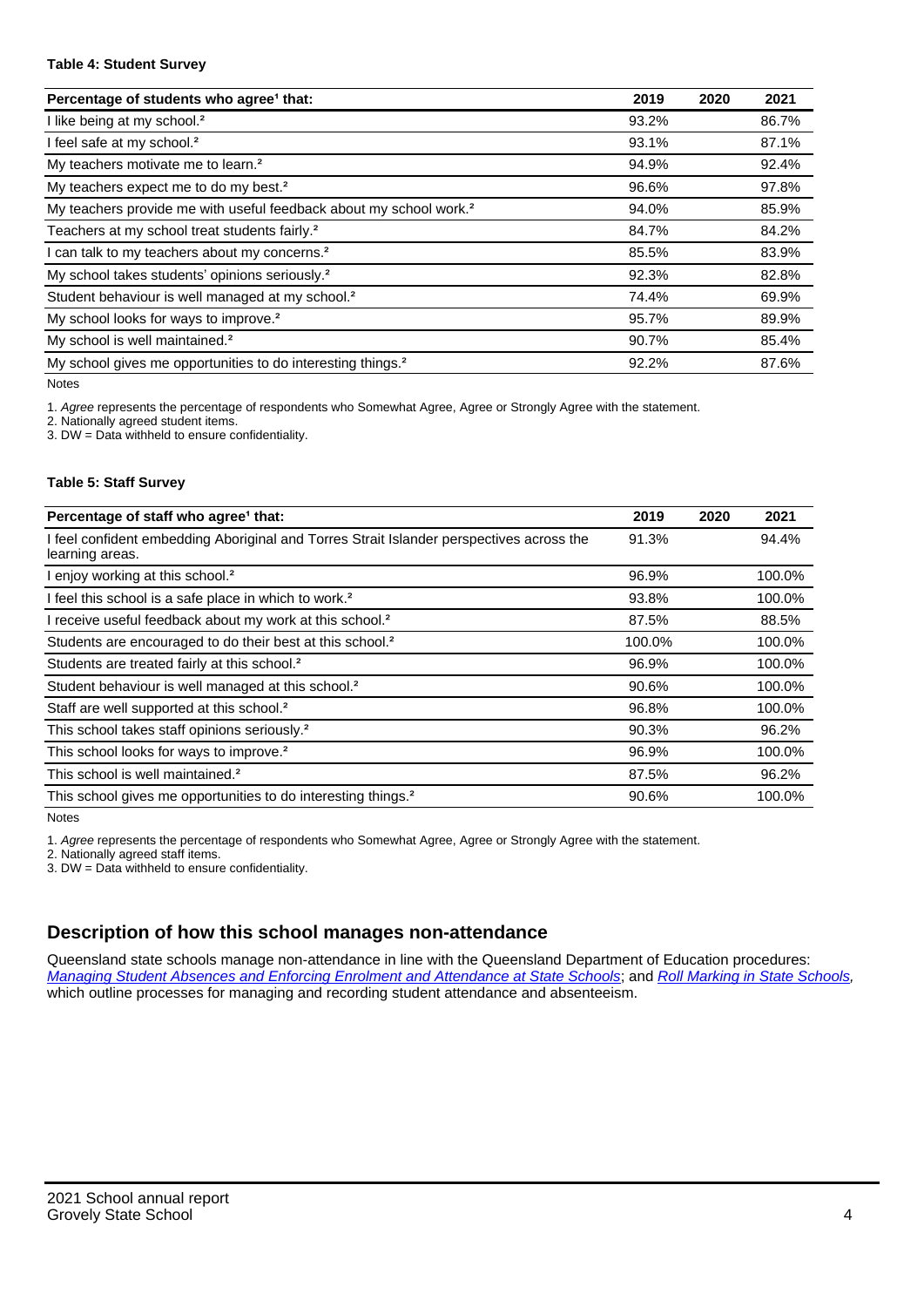**Table 4: Student Survey**

| Percentage of students who agree[1] that: | 2019 | 2020 | 2021 |
| --- | --- | --- | --- |
| I like being at my school.[2] | 93.2% | | 86.7% |
| I feel safe at my school.[2] | 93.1% | | 87.1% |
| My teachers motivate me to learn.[2] | 94.9% | | 92.4% |
| My teachers expect me to do my best.[2] | 96.6% | | 97.8% |
| My teachers provide me with useful feedback about my school work.[2] | 94.0% | | 85.9% |
| Teachers at my school treat students fairly.[2] | 84.7% | | 84.2% |
| I can talk to my teachers about my concerns.[2] | 85.5% | | 83.9% |
| My school takes students' opinions seriously.[2] | 92.3% | | 82.8% |
| Student behaviour is well managed at my school.[2] | 74.4% | | 69.9% |
| My school looks for ways to improve.[2] | 95.7% | | 89.9% |
| My school is well maintained.[2] | 90.7% | | 85.4% |
| My school gives me opportunities to do interesting things.[2] | 92.2% | | 87.6% |

Notes

1. *Agree* represents the percentage of respondents who Somewhat Agree, Agree or Strongly Agree with the statement.
2. Nationally agreed student items.
3. DW = Data withheld to ensure confidentiality.

**Table 5: Staff Survey**

| Percentage of staff who agree[1] that: | 2019 | 2020 | 2021 |
| --- | --- | --- | --- |
| I feel confident embedding Aboriginal and Torres Strait Islander perspectives across the learning areas. | 91.3% | | 94.4% |
| I enjoy working at this school.[2] | 96.9% | | 100.0% |
| I feel this school is a safe place in which to work.[2] | 93.8% | | 100.0% |
| I receive useful feedback about my work at this school.[2] | 87.5% | | 88.5% |
| Students are encouraged to do their best at this school.[2] | 100.0% | | 100.0% |
| Students are treated fairly at this school.[2] | 96.9% | | 100.0% |
| Student behaviour is well managed at this school.[2] | 90.6% | | 100.0% |
| Staff are well supported at this school.[2] | 96.8% | | 100.0% |
| This school takes staff opinions seriously.[2] | 90.3% | | 96.2% |
| This school looks for ways to improve.[2] | 96.9% | | 100.0% |
| This school is well maintained.[2] | 87.5% | | 96.2% |
| This school gives me opportunities to do interesting things.[2] | 90.6% | | 100.0% |

Notes

1. *Agree* represents the percentage of respondents who Somewhat Agree, Agree or Strongly Agree with the statement.
2. Nationally agreed staff items.
3. DW = Data withheld to ensure confidentiality.

## Description of how this school manages non-attendance

Queensland state schools manage non-attendance in line with the Queensland Department of Education procedures: *Managing Student Absences and Enforcing Enrolment and Attendance at State Schools*; and *Roll Marking in State Schools*, which outline processes for managing and recording student attendance and absenteeism.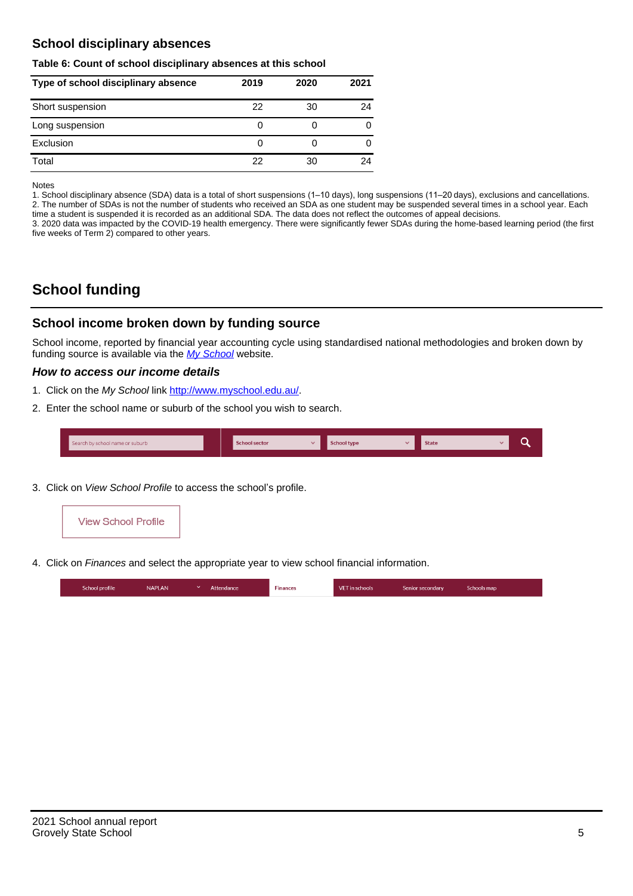## School disciplinary absences

**Table 6: Count of school disciplinary absences at this school**

| Type of school disciplinary absence | 2019 | 2020 | 2021 |
|---|---|---|---|
| Short suspension | 22 | 30 | 24 |
| Long suspension | 0 | 0 | 0 |
| Exclusion | 0 | 0 | 0 |
| Total | 22 | 30 | 24 |

Notes

1. School disciplinary absence (SDA) data is a total of short suspensions (1–10 days), long suspensions (11–20 days), exclusions and cancellations.
2. The number of SDAs is not the number of students who received an SDA as one student may be suspended several times in a school year. Each time a student is suspended it is recorded as an additional SDA. The data does not reflect the outcomes of appeal decisions.
3. 2020 data was impacted by the COVID-19 health emergency. There were significantly fewer SDAs during the home-based learning period (the first five weeks of Term 2) compared to other years.

# School funding

## School income broken down by funding source

School income, reported by financial year accounting cycle using standardised national methodologies and broken down by funding source is available via the *My School* website.

### *How to access our income details*

1. Click on the *My School* link http://www.myschool.edu.au/.
2. Enter the school name or suburb of the school you wish to search.
3. Click on *View School Profile* to access the school's profile.
4. Click on *Finances* and select the appropriate year to view school financial information.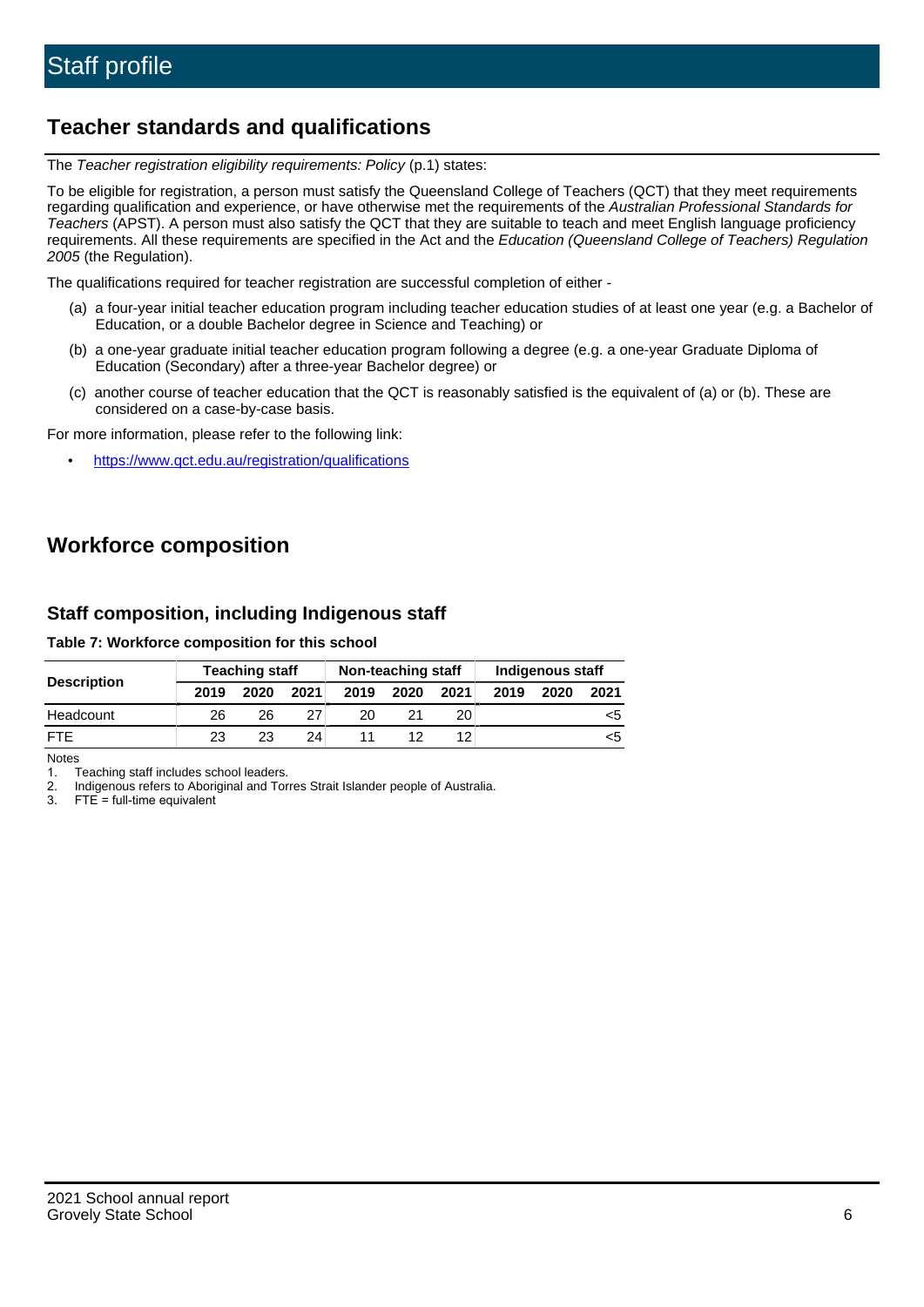# Staff profile

## Teacher standards and qualifications

The *Teacher registration eligibility requirements: Policy* (p.1) states:

To be eligible for registration, a person must satisfy the Queensland College of Teachers (QCT) that they meet requirements regarding qualification and experience, or have otherwise met the requirements of the *Australian Professional Standards for Teachers* (APST). A person must also satisfy the QCT that they are suitable to teach and meet English language proficiency requirements. All these requirements are specified in the Act and the *Education (Queensland College of Teachers) Regulation 2005* (the Regulation).

The qualifications required for teacher registration are successful completion of either -

(a) a four-year initial teacher education program including teacher education studies of at least one year (e.g. a Bachelor of Education, or a double Bachelor degree in Science and Teaching) or

(b) a one-year graduate initial teacher education program following a degree (e.g. a one-year Graduate Diploma of Education (Secondary) after a three-year Bachelor degree) or

(c) another course of teacher education that the QCT is reasonably satisfied is the equivalent of (a) or (b). These are considered on a case-by-case basis.

For more information, please refer to the following link:

- https://www.qct.edu.au/registration/qualifications

## Workforce composition

### Staff composition, including Indigenous staff

**Table 7: Workforce composition for this school**

| Description | Teaching staff | | | Non-teaching staff | | | Indigenous staff | | |
|---|---|---|---|---|---|---|---|---|---|
| | 2019 | 2020 | 2021 | 2019 | 2020 | 2021 | 2019 | 2020 | 2021 |
| Headcount | 26 | 26 | 27 | 20 | 21 | 20 | | | <5 |
| FTE | 23 | 23 | 24 | 11 | 12 | 12 | | | <5 |

Notes

1. Teaching staff includes school leaders.
2. Indigenous refers to Aboriginal and Torres Strait Islander people of Australia.
3. FTE = full-time equivalent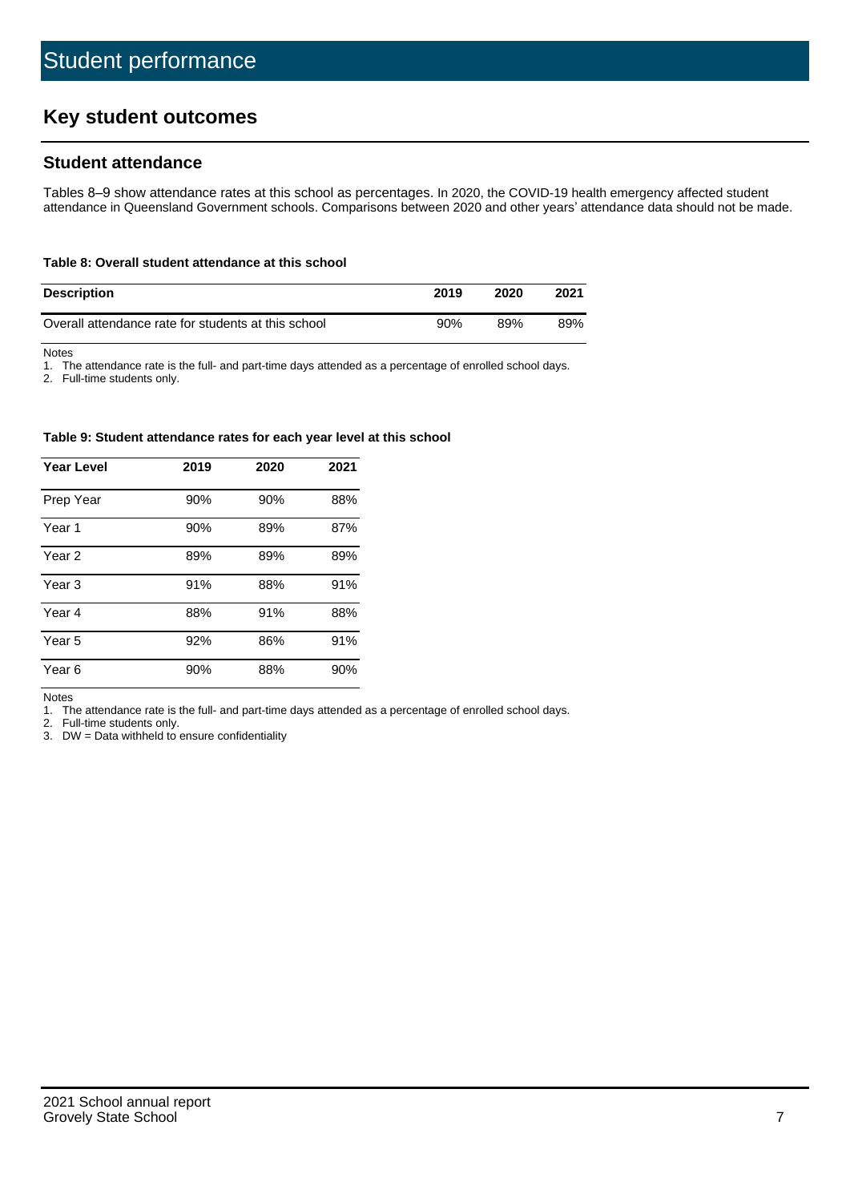# Student performance

## Key student outcomes

### Student attendance

Tables 8–9 show attendance rates at this school as percentages. In 2020, the COVID-19 health emergency affected student attendance in Queensland Government schools. Comparisons between 2020 and other years' attendance data should not be made.

#### Table 8: Overall student attendance at this school

| Description | 2019 | 2020 | 2021 |
|---|---|---|---|
| Overall attendance rate for students at this school | 90% | 89% | 89% |

Notes

1. The attendance rate is the full- and part-time days attended as a percentage of enrolled school days.
2. Full-time students only.

#### Table 9: Student attendance rates for each year level at this school

| Year Level | 2019 | 2020 | 2021 |
|---|---|---|---|
| Prep Year | 90% | 90% | 88% |
| Year 1 | 90% | 89% | 87% |
| Year 2 | 89% | 89% | 89% |
| Year 3 | 91% | 88% | 91% |
| Year 4 | 88% | 91% | 88% |
| Year 5 | 92% | 86% | 91% |
| Year 6 | 90% | 88% | 90% |

Notes

1. The attendance rate is the full- and part-time days attended as a percentage of enrolled school days.
2. Full-time students only.
3. DW = Data withheld to ensure confidentiality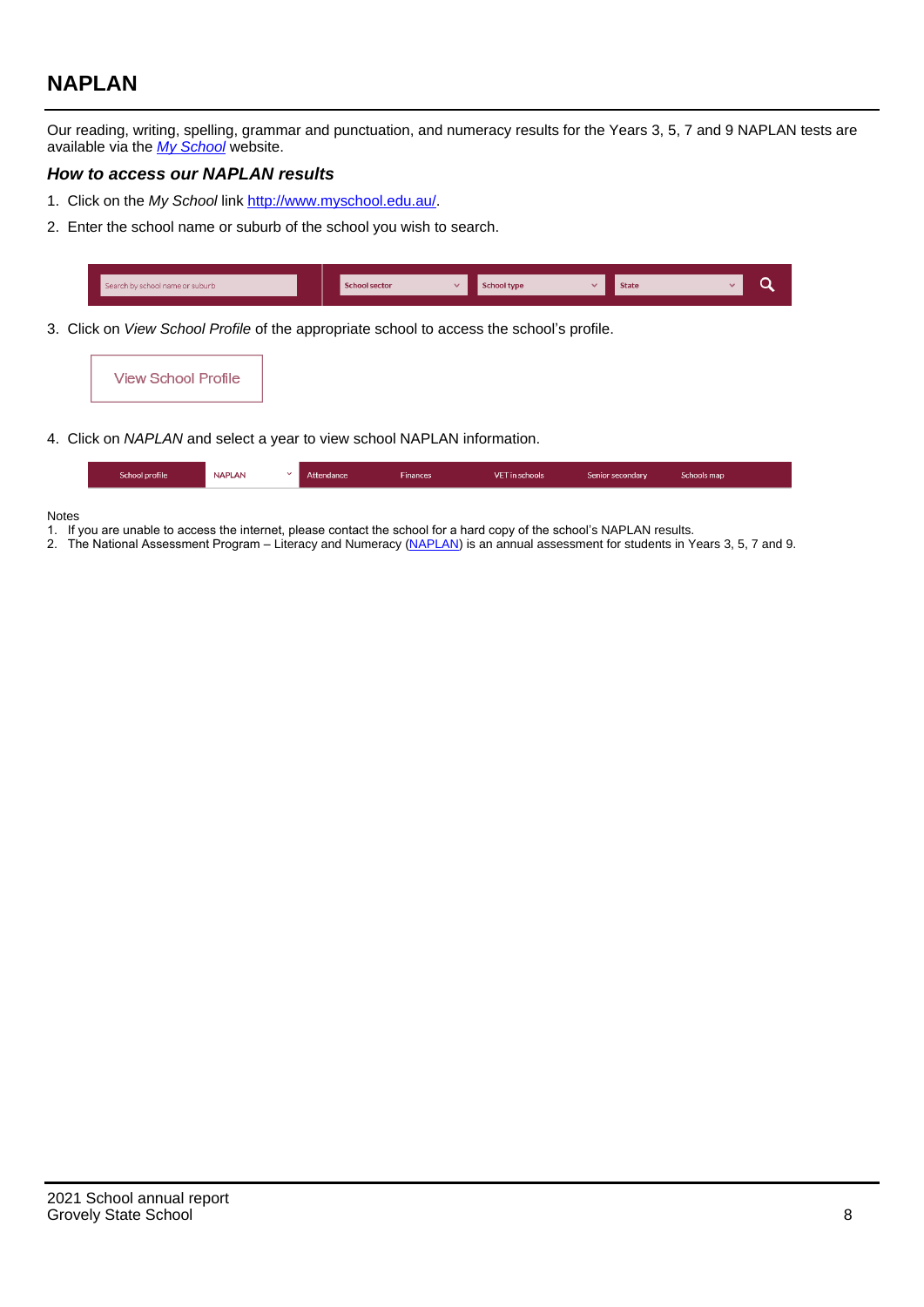## NAPLAN

Our reading, writing, spelling, grammar and punctuation, and numeracy results for the Years 3, 5, 7 and 9 NAPLAN tests are available via the *My School* website.

### *How to access our NAPLAN results*

1. Click on the *My School* link http://www.myschool.edu.au/.
2. Enter the school name or suburb of the school you wish to search.

Search by school name or suburb
School sector
School type
State

3. Click on *View School Profile* of the appropriate school to access the school's profile.

View School Profile

4. Click on *NAPLAN* and select a year to view school NAPLAN information.

School profile
NAPLAN
Attendance
Finances
VET in schools
Senior secondary
Schools map

Notes
1. If you are unable to access the internet, please contact the school for a hard copy of the school's NAPLAN results.
2. The National Assessment Program – Literacy and Numeracy (NAPLAN) is an annual assessment for students in Years 3, 5, 7 and 9.